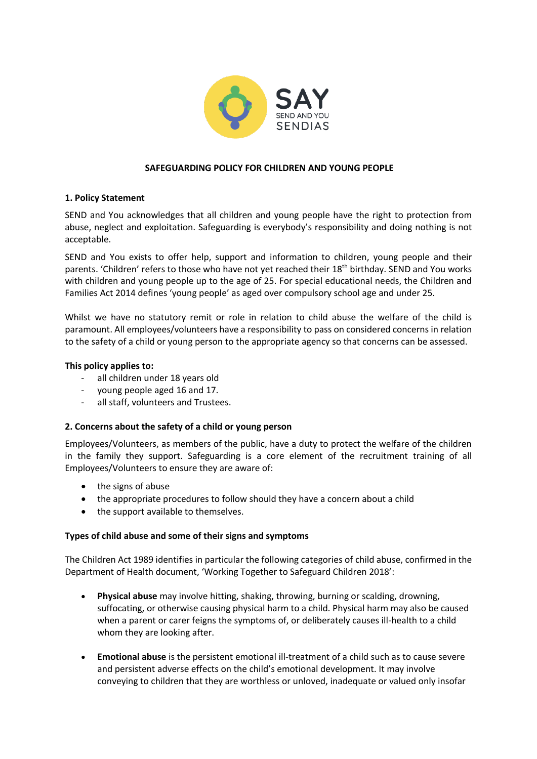SAY
SEND AND YOU
SENDIAS

# SAFEGUARDING POLICY FOR CHILDREN AND YOUNG PEOPLE

## 1. Policy Statement

SEND and You acknowledges that all children and young people have the right to protection from abuse, neglect and exploitation. Safeguarding is everybody's responsibility and doing nothing is not acceptable.

SEND and You exists to offer help, support and information to children, young people and their parents. 'Children' refers to those who have not yet reached their 18th birthday. SEND and You works with children and young people up to the age of 25. For special educational needs, the Children and Families Act 2014 defines 'young people' as aged over compulsory school age and under 25.

Whilst we have no statutory remit or role in relation to child abuse the welfare of the child is paramount. All employees/volunteers have a responsibility to pass on considered concerns in relation to the safety of a child or young person to the appropriate agency so that concerns can be assessed.

**This policy applies to:**

- all children under 18 years old
- young people aged 16 and 17.
- all staff, volunteers and Trustees.

## 2. Concerns about the safety of a child or young person

Employees/Volunteers, as members of the public, have a duty to protect the welfare of the children in the family they support. Safeguarding is a core element of the recruitment training of all Employees/Volunteers to ensure they are aware of:

- the signs of abuse
- the appropriate procedures to follow should they have a concern about a child
- the support available to themselves.

**Types of child abuse and some of their signs and symptoms**

The Children Act 1989 identifies in particular the following categories of child abuse, confirmed in the Department of Health document, 'Working Together to Safeguard Children 2018':

- **Physical abuse** may involve hitting, shaking, throwing, burning or scalding, drowning, suffocating, or otherwise causing physical harm to a child. Physical harm may also be caused when a parent or carer feigns the symptoms of, or deliberately causes ill-health to a child whom they are looking after.
- **Emotional abuse** is the persistent emotional ill-treatment of a child such as to cause severe and persistent adverse effects on the child's emotional development. It may involve conveying to children that they are worthless or unloved, inadequate or valued only insofar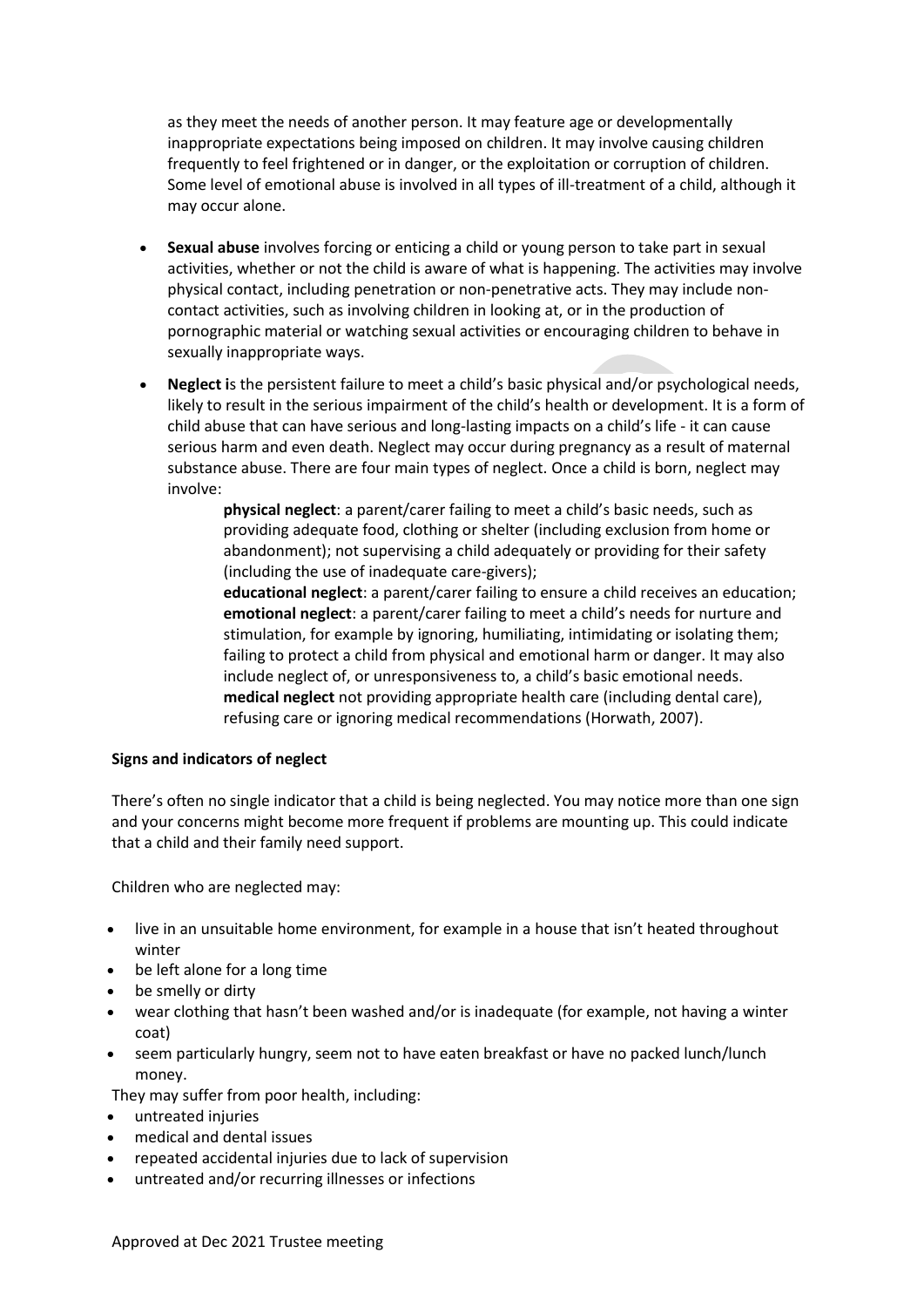as they meet the needs of another person. It may feature age or developmentally inappropriate expectations being imposed on children. It may involve causing children frequently to feel frightened or in danger, or the exploitation or corruption of children. Some level of emotional abuse is involved in all types of ill-treatment of a child, although it may occur alone.

- **Sexual abuse** involves forcing or enticing a child or young person to take part in sexual activities, whether or not the child is aware of what is happening. The activities may involve physical contact, including penetration or non-penetrative acts. They may include non-contact activities, such as involving children in looking at, or in the production of pornographic material or watching sexual activities or encouraging children to behave in sexually inappropriate ways.
- **Neglect i**s the persistent failure to meet a child's basic physical and/or psychological needs, likely to result in the serious impairment of the child's health or development. It is a form of child abuse that can have serious and long-lasting impacts on a child's life - it can cause serious harm and even death. Neglect may occur during pregnancy as a result of maternal substance abuse. There are four main types of neglect. Once a child is born, neglect may involve:

  **physical neglect**: a parent/carer failing to meet a child's basic needs, such as providing adequate food, clothing or shelter (including exclusion from home or abandonment); not supervising a child adequately or providing for their safety (including the use of inadequate care-givers);
  **educational neglect**: a parent/carer failing to ensure a child receives an education;
  **emotional neglect**: a parent/carer failing to meet a child's needs for nurture and stimulation, for example by ignoring, humiliating, intimidating or isolating them; failing to protect a child from physical and emotional harm or danger. It may also include neglect of, or unresponsiveness to, a child's basic emotional needs.
  **medical neglect** not providing appropriate health care (including dental care), refusing care or ignoring medical recommendations (Horwath, 2007).

**Signs and indicators of neglect**

There's often no single indicator that a child is being neglected. You may notice more than one sign and your concerns might become more frequent if problems are mounting up. This could indicate that a child and their family need support.

Children who are neglected may:

- live in an unsuitable home environment, for example in a house that isn't heated throughout winter
- be left alone for a long time
- be smelly or dirty
- wear clothing that hasn't been washed and/or is inadequate (for example, not having a winter coat)
- seem particularly hungry, seem not to have eaten breakfast or have no packed lunch/lunch money.

They may suffer from poor health, including:

- untreated injuries
- medical and dental issues
- repeated accidental injuries due to lack of supervision
- untreated and/or recurring illnesses or infections

Approved at Dec 2021 Trustee meeting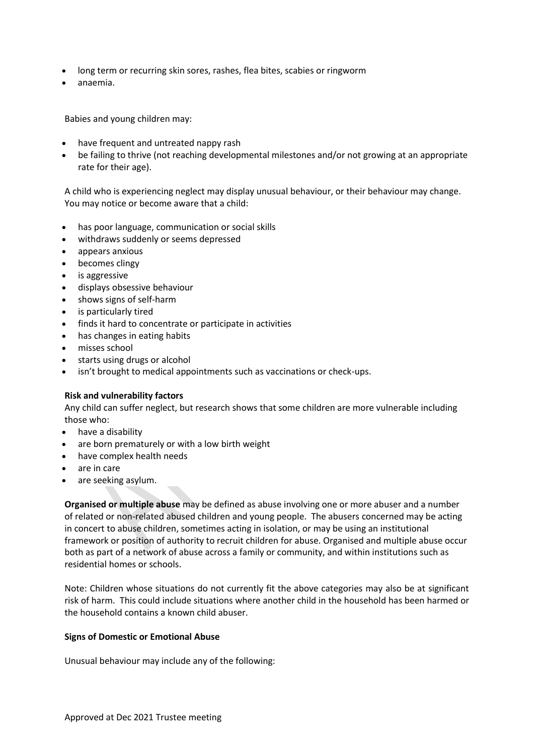- long term or recurring skin sores, rashes, flea bites, scabies or ringworm
- anaemia.

Babies and young children may:

- have frequent and untreated nappy rash
- be failing to thrive (not reaching developmental milestones and/or not growing at an appropriate rate for their age).

A child who is experiencing neglect may display unusual behaviour, or their behaviour may change. You may notice or become aware that a child:

- has poor language, communication or social skills
- withdraws suddenly or seems depressed
- appears anxious
- becomes clingy
- is aggressive
- displays obsessive behaviour
- shows signs of self-harm
- is particularly tired
- finds it hard to concentrate or participate in activities
- has changes in eating habits
- misses school
- starts using drugs or alcohol
- isn't brought to medical appointments such as vaccinations or check-ups.

**Risk and vulnerability factors**

Any child can suffer neglect, but research shows that some children are more vulnerable including those who:

- have a disability
- are born prematurely or with a low birth weight
- have complex health needs
- are in care
- are seeking asylum.

**Organised or multiple abuse** may be defined as abuse involving one or more abuser and a number of related or non-related abused children and young people. The abusers concerned may be acting in concert to abuse children, sometimes acting in isolation, or may be using an institutional framework or position of authority to recruit children for abuse. Organised and multiple abuse occur both as part of a network of abuse across a family or community, and within institutions such as residential homes or schools.

Note: Children whose situations do not currently fit the above categories may also be at significant risk of harm. This could include situations where another child in the household has been harmed or the household contains a known child abuser.

**Signs of Domestic or Emotional Abuse**

Unusual behaviour may include any of the following: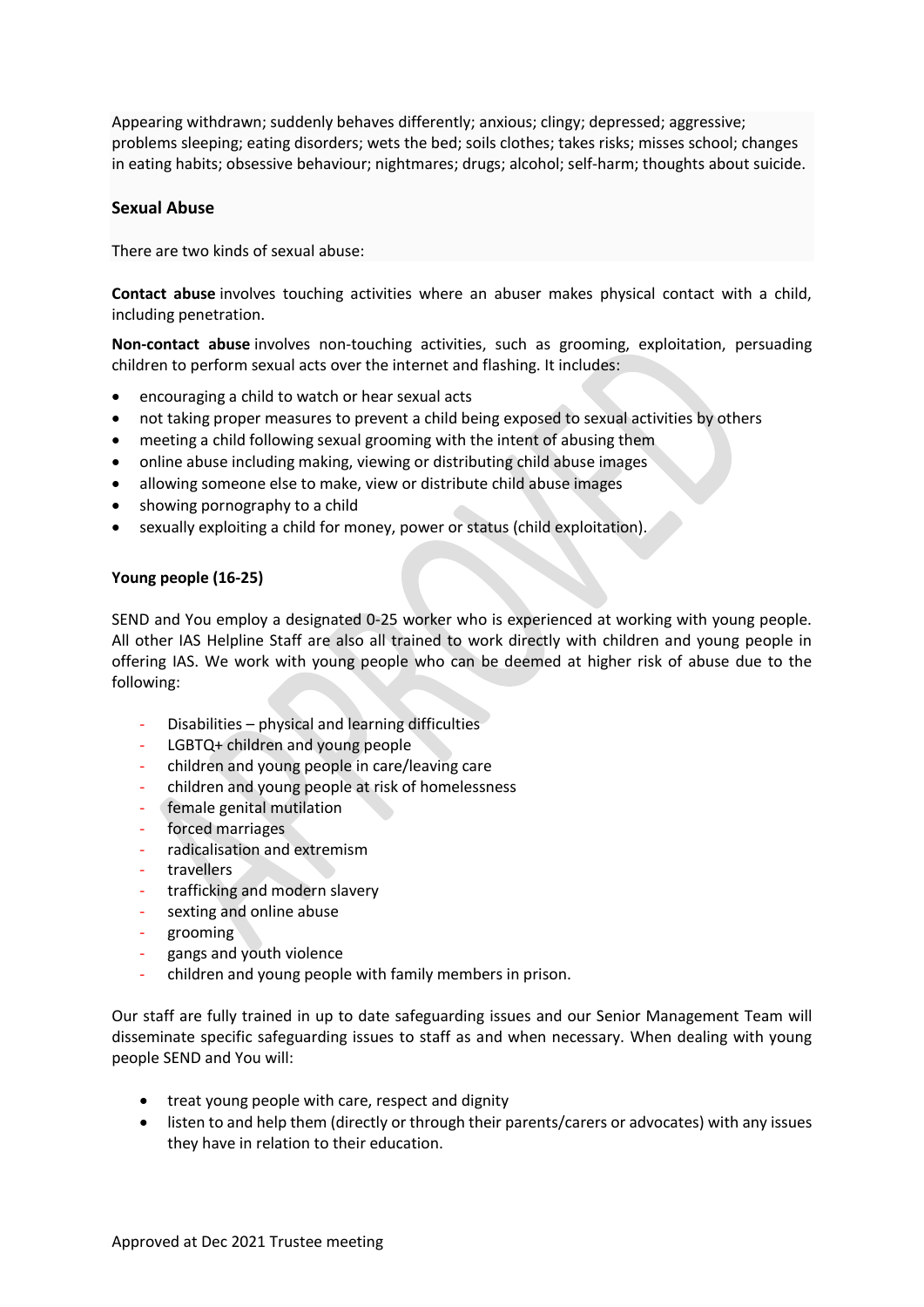Appearing withdrawn; suddenly behaves differently; anxious; clingy; depressed; aggressive; problems sleeping; eating disorders; wets the bed; soils clothes; takes risks; misses school; changes in eating habits; obsessive behaviour; nightmares; drugs; alcohol; self-harm; thoughts about suicide.

### Sexual Abuse

There are two kinds of sexual abuse:

**Contact abuse** involves touching activities where an abuser makes physical contact with a child, including penetration.

**Non-contact abuse** involves non-touching activities, such as grooming, exploitation, persuading children to perform sexual acts over the internet and flashing. It includes:

- encouraging a child to watch or hear sexual acts
- not taking proper measures to prevent a child being exposed to sexual activities by others
- meeting a child following sexual grooming with the intent of abusing them
- online abuse including making, viewing or distributing child abuse images
- allowing someone else to make, view or distribute child abuse images
- showing pornography to a child
- sexually exploiting a child for money, power or status (child exploitation).

**Young people (16-25)**

SEND and You employ a designated 0-25 worker who is experienced at working with young people. All other IAS Helpline Staff are also all trained to work directly with children and young people in offering IAS. We work with young people who can be deemed at higher risk of abuse due to the following:

- Disabilities – physical and learning difficulties
- LGBTQ+ children and young people
- children and young people in care/leaving care
- children and young people at risk of homelessness
- female genital mutilation
- forced marriages
- radicalisation and extremism
- travellers
- trafficking and modern slavery
- sexting and online abuse
- grooming
- gangs and youth violence
- children and young people with family members in prison.

Our staff are fully trained in up to date safeguarding issues and our Senior Management Team will disseminate specific safeguarding issues to staff as and when necessary. When dealing with young people SEND and You will:

- treat young people with care, respect and dignity
- listen to and help them (directly or through their parents/carers or advocates) with any issues they have in relation to their education.

Approved at Dec 2021 Trustee meeting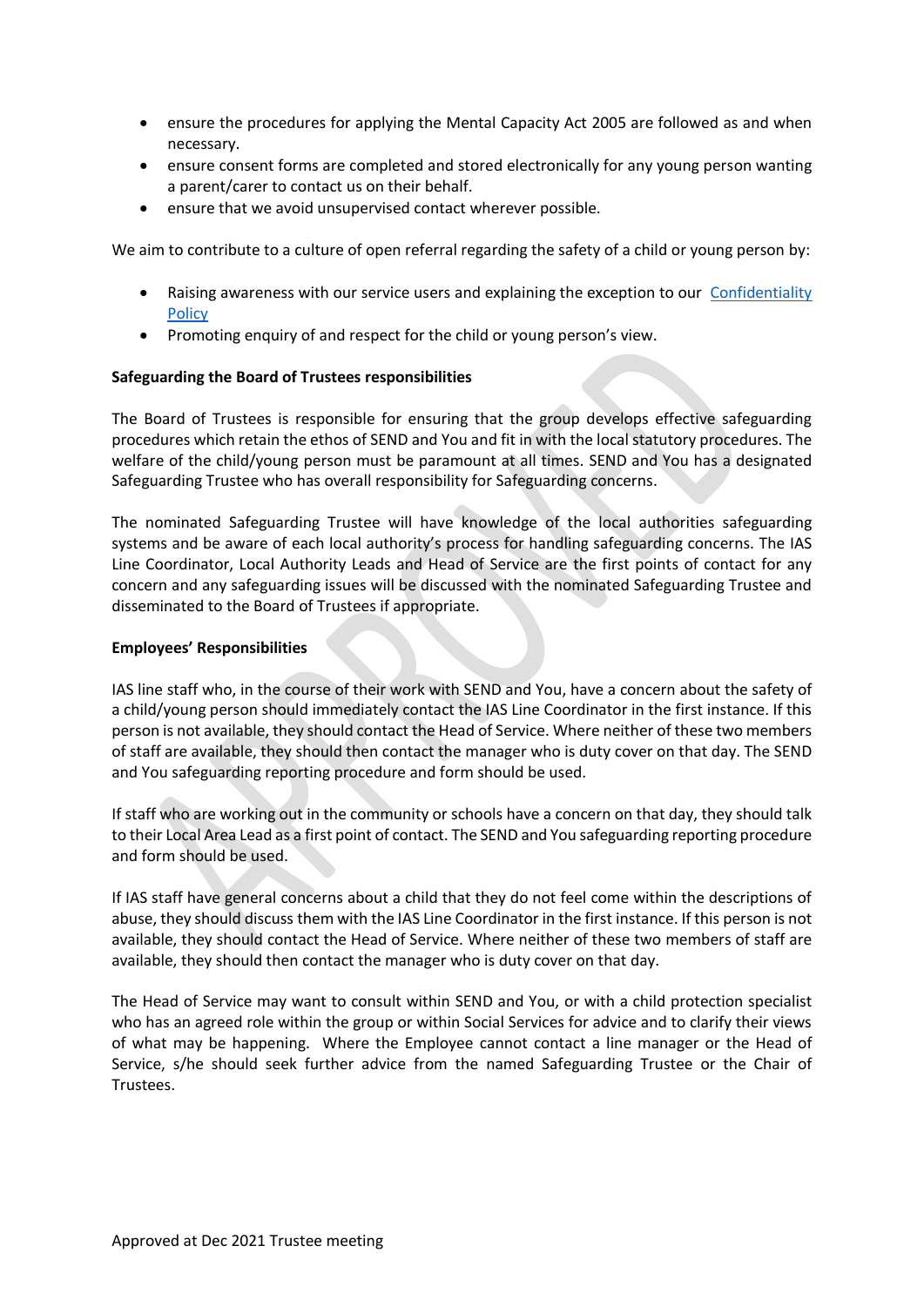- ensure the procedures for applying the Mental Capacity Act 2005 are followed as and when necessary.
- ensure consent forms are completed and stored electronically for any young person wanting a parent/carer to contact us on their behalf.
- ensure that we avoid unsupervised contact wherever possible.

We aim to contribute to a culture of open referral regarding the safety of a child or young person by:

- Raising awareness with our service users and explaining the exception to our Confidentiality Policy
- Promoting enquiry of and respect for the child or young person's view.

**Safeguarding the Board of Trustees responsibilities**

The Board of Trustees is responsible for ensuring that the group develops effective safeguarding procedures which retain the ethos of SEND and You and fit in with the local statutory procedures. The welfare of the child/young person must be paramount at all times. SEND and You has a designated Safeguarding Trustee who has overall responsibility for Safeguarding concerns.

The nominated Safeguarding Trustee will have knowledge of the local authorities safeguarding systems and be aware of each local authority's process for handling safeguarding concerns. The IAS Line Coordinator, Local Authority Leads and Head of Service are the first points of contact for any concern and any safeguarding issues will be discussed with the nominated Safeguarding Trustee and disseminated to the Board of Trustees if appropriate.

**Employees' Responsibilities**

IAS line staff who, in the course of their work with SEND and You, have a concern about the safety of a child/young person should immediately contact the IAS Line Coordinator in the first instance. If this person is not available, they should contact the Head of Service. Where neither of these two members of staff are available, they should then contact the manager who is duty cover on that day. The SEND and You safeguarding reporting procedure and form should be used.

If staff who are working out in the community or schools have a concern on that day, they should talk to their Local Area Lead as a first point of contact. The SEND and You safeguarding reporting procedure and form should be used.

If IAS staff have general concerns about a child that they do not feel come within the descriptions of abuse, they should discuss them with the IAS Line Coordinator in the first instance. If this person is not available, they should contact the Head of Service. Where neither of these two members of staff are available, they should then contact the manager who is duty cover on that day.

The Head of Service may want to consult within SEND and You, or with a child protection specialist who has an agreed role within the group or within Social Services for advice and to clarify their views of what may be happening. Where the Employee cannot contact a line manager or the Head of Service, s/he should seek further advice from the named Safeguarding Trustee or the Chair of Trustees.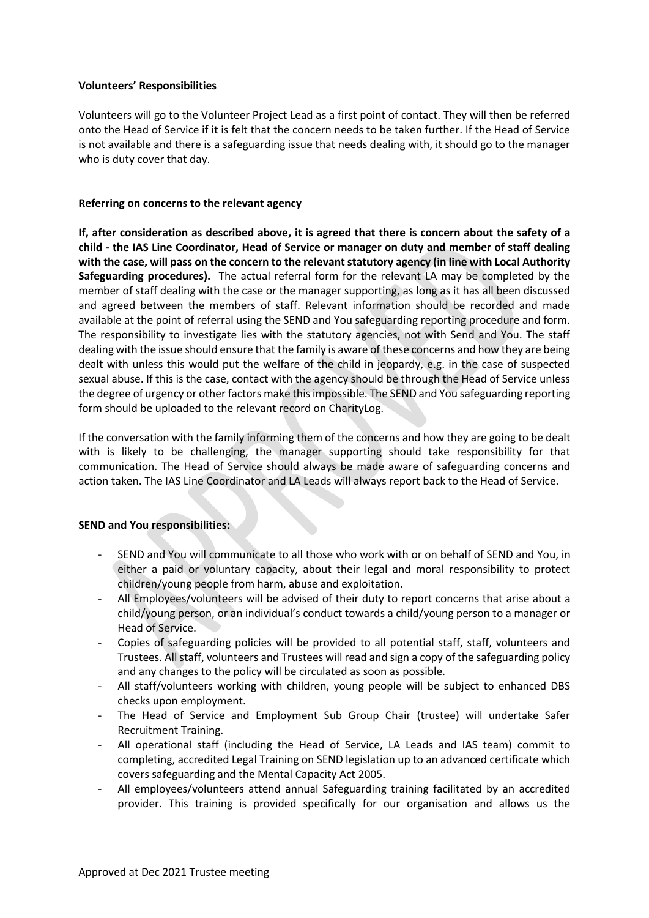**Volunteers' Responsibilities**

Volunteers will go to the Volunteer Project Lead as a first point of contact. They will then be referred onto the Head of Service if it is felt that the concern needs to be taken further. If the Head of Service is not available and there is a safeguarding issue that needs dealing with, it should go to the manager who is duty cover that day.

**Referring on concerns to the relevant agency**

**If, after consideration as described above, it is agreed that there is concern about the safety of a child - the IAS Line Coordinator, Head of Service or manager on duty and member of staff dealing with the case, will pass on the concern to the relevant statutory agency (in line with Local Authority Safeguarding procedures).** The actual referral form for the relevant LA may be completed by the member of staff dealing with the case or the manager supporting, as long as it has all been discussed and agreed between the members of staff. Relevant information should be recorded and made available at the point of referral using the SEND and You safeguarding reporting procedure and form. The responsibility to investigate lies with the statutory agencies, not with Send and You. The staff dealing with the issue should ensure that the family is aware of these concerns and how they are being dealt with unless this would put the welfare of the child in jeopardy, e.g. in the case of suspected sexual abuse. If this is the case, contact with the agency should be through the Head of Service unless the degree of urgency or other factors make this impossible. The SEND and You safeguarding reporting form should be uploaded to the relevant record on CharityLog.

If the conversation with the family informing them of the concerns and how they are going to be dealt with is likely to be challenging, the manager supporting should take responsibility for that communication. The Head of Service should always be made aware of safeguarding concerns and action taken. The IAS Line Coordinator and LA Leads will always report back to the Head of Service.

**SEND and You responsibilities:**

- SEND and You will communicate to all those who work with or on behalf of SEND and You, in either a paid or voluntary capacity, about their legal and moral responsibility to protect children/young people from harm, abuse and exploitation.
- All Employees/volunteers will be advised of their duty to report concerns that arise about a child/young person, or an individual's conduct towards a child/young person to a manager or Head of Service.
- Copies of safeguarding policies will be provided to all potential staff, staff, volunteers and Trustees. All staff, volunteers and Trustees will read and sign a copy of the safeguarding policy and any changes to the policy will be circulated as soon as possible.
- All staff/volunteers working with children, young people will be subject to enhanced DBS checks upon employment.
- The Head of Service and Employment Sub Group Chair (trustee) will undertake Safer Recruitment Training.
- All operational staff (including the Head of Service, LA Leads and IAS team) commit to completing, accredited Legal Training on SEND legislation up to an advanced certificate which covers safeguarding and the Mental Capacity Act 2005.
- All employees/volunteers attend annual Safeguarding training facilitated by an accredited provider. This training is provided specifically for our organisation and allows us the

Approved at Dec 2021 Trustee meeting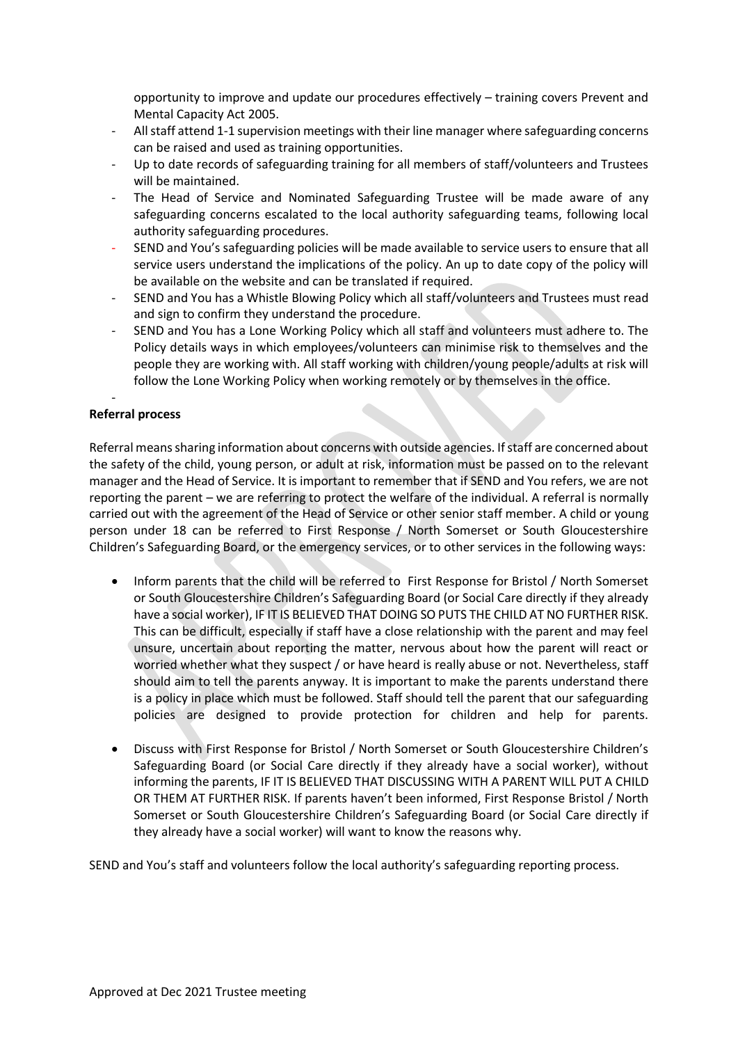opportunity to improve and update our procedures effectively – training covers Prevent and Mental Capacity Act 2005.

- All staff attend 1-1 supervision meetings with their line manager where safeguarding concerns can be raised and used as training opportunities.
- Up to date records of safeguarding training for all members of staff/volunteers and Trustees will be maintained.
- The Head of Service and Nominated Safeguarding Trustee will be made aware of any safeguarding concerns escalated to the local authority safeguarding teams, following local authority safeguarding procedures.
- SEND and You's safeguarding policies will be made available to service users to ensure that all service users understand the implications of the policy. An up to date copy of the policy will be available on the website and can be translated if required.
- SEND and You has a Whistle Blowing Policy which all staff/volunteers and Trustees must read and sign to confirm they understand the procedure.
- SEND and You has a Lone Working Policy which all staff and volunteers must adhere to. The Policy details ways in which employees/volunteers can minimise risk to themselves and the people they are working with. All staff working with children/young people/adults at risk will follow the Lone Working Policy when working remotely or by themselves in the office.
-

**Referral process**

Referral means sharing information about concerns with outside agencies. If staff are concerned about the safety of the child, young person, or adult at risk, information must be passed on to the relevant manager and the Head of Service. It is important to remember that if SEND and You refers, we are not reporting the parent – we are referring to protect the welfare of the individual. A referral is normally carried out with the agreement of the Head of Service or other senior staff member. A child or young person under 18 can be referred to First Response / North Somerset or South Gloucestershire Children's Safeguarding Board, or the emergency services, or to other services in the following ways:

- Inform parents that the child will be referred to First Response for Bristol / North Somerset or South Gloucestershire Children's Safeguarding Board (or Social Care directly if they already have a social worker), IF IT IS BELIEVED THAT DOING SO PUTS THE CHILD AT NO FURTHER RISK. This can be difficult, especially if staff have a close relationship with the parent and may feel unsure, uncertain about reporting the matter, nervous about how the parent will react or worried whether what they suspect / or have heard is really abuse or not. Nevertheless, staff should aim to tell the parents anyway. It is important to make the parents understand there is a policy in place which must be followed. Staff should tell the parent that our safeguarding policies are designed to provide protection for children and help for parents.

- Discuss with First Response for Bristol / North Somerset or South Gloucestershire Children's Safeguarding Board (or Social Care directly if they already have a social worker), without informing the parents, IF IT IS BELIEVED THAT DISCUSSING WITH A PARENT WILL PUT A CHILD OR THEM AT FURTHER RISK. If parents haven't been informed, First Response Bristol / North Somerset or South Gloucestershire Children's Safeguarding Board (or Social Care directly if they already have a social worker) will want to know the reasons why.

SEND and You's staff and volunteers follow the local authority's safeguarding reporting process.

Approved at Dec 2021 Trustee meeting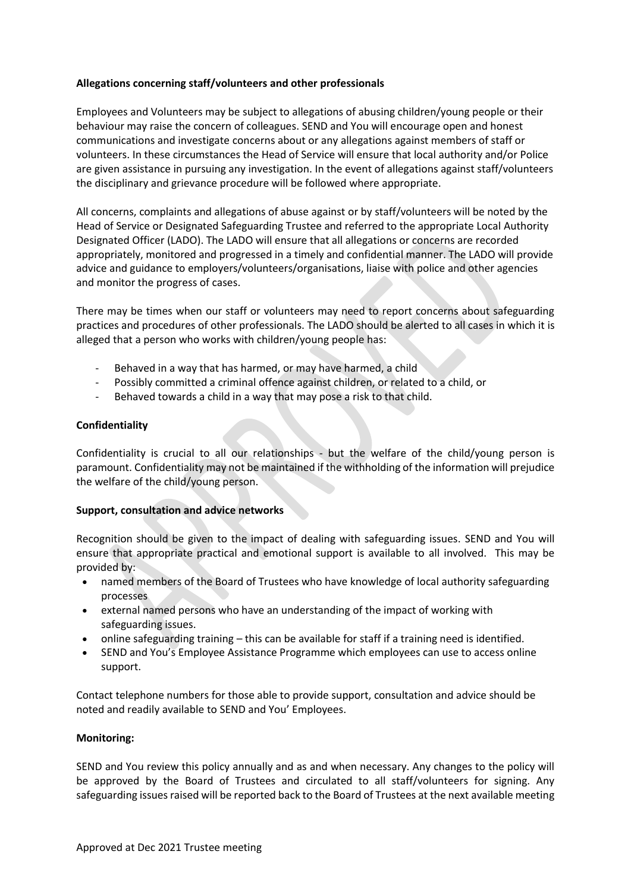**Allegations concerning staff/volunteers and other professionals**

Employees and Volunteers may be subject to allegations of abusing children/young people or their behaviour may raise the concern of colleagues. SEND and You will encourage open and honest communications and investigate concerns about or any allegations against members of staff or volunteers. In these circumstances the Head of Service will ensure that local authority and/or Police are given assistance in pursuing any investigation. In the event of allegations against staff/volunteers the disciplinary and grievance procedure will be followed where appropriate.

All concerns, complaints and allegations of abuse against or by staff/volunteers will be noted by the Head of Service or Designated Safeguarding Trustee and referred to the appropriate Local Authority Designated Officer (LADO). The LADO will ensure that all allegations or concerns are recorded appropriately, monitored and progressed in a timely and confidential manner. The LADO will provide advice and guidance to employers/volunteers/organisations, liaise with police and other agencies and monitor the progress of cases.

There may be times when our staff or volunteers may need to report concerns about safeguarding practices and procedures of other professionals. The LADO should be alerted to all cases in which it is alleged that a person who works with children/young people has:

- Behaved in a way that has harmed, or may have harmed, a child
- Possibly committed a criminal offence against children, or related to a child, or
- Behaved towards a child in a way that may pose a risk to that child.

**Confidentiality**

Confidentiality is crucial to all our relationships - but the welfare of the child/young person is paramount. Confidentiality may not be maintained if the withholding of the information will prejudice the welfare of the child/young person.

**Support, consultation and advice networks**

Recognition should be given to the impact of dealing with safeguarding issues. SEND and You will ensure that appropriate practical and emotional support is available to all involved. This may be provided by:

- named members of the Board of Trustees who have knowledge of local authority safeguarding processes
- external named persons who have an understanding of the impact of working with safeguarding issues.
- online safeguarding training – this can be available for staff if a training need is identified.
- SEND and You's Employee Assistance Programme which employees can use to access online support.

Contact telephone numbers for those able to provide support, consultation and advice should be noted and readily available to SEND and You' Employees.

**Monitoring:**

SEND and You review this policy annually and as and when necessary. Any changes to the policy will be approved by the Board of Trustees and circulated to all staff/volunteers for signing. Any safeguarding issues raised will be reported back to the Board of Trustees at the next available meeting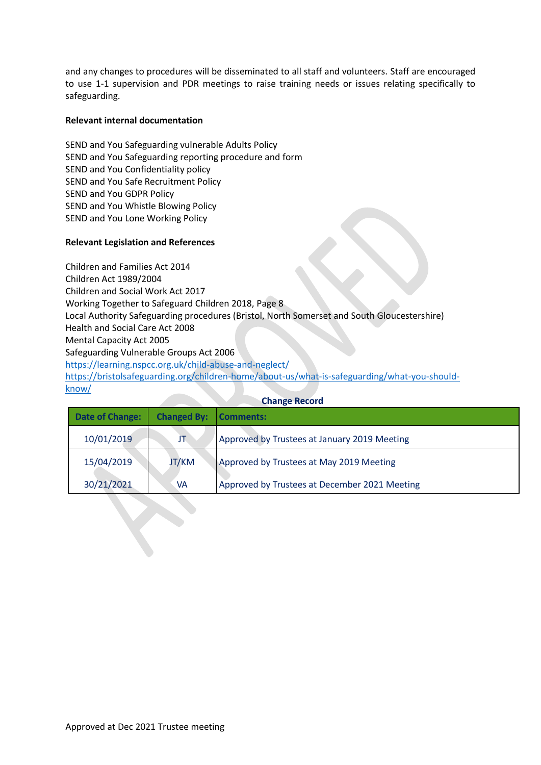and any changes to procedures will be disseminated to all staff and volunteers. Staff are encouraged to use 1-1 supervision and PDR meetings to raise training needs or issues relating specifically to safeguarding.

**Relevant internal documentation**

SEND and You Safeguarding vulnerable Adults Policy
SEND and You Safeguarding reporting procedure and form
SEND and You Confidentiality policy
SEND and You Safe Recruitment Policy
SEND and You GDPR Policy
SEND and You Whistle Blowing Policy
SEND and You Lone Working Policy

**Relevant Legislation and References**

Children and Families Act 2014
Children Act 1989/2004
Children and Social Work Act 2017
Working Together to Safeguard Children 2018, Page 8
Local Authority Safeguarding procedures (Bristol, North Somerset and South Gloucestershire)
Health and Social Care Act 2008
Mental Capacity Act 2005
Safeguarding Vulnerable Groups Act 2006
https://learning.nspcc.org.uk/child-abuse-and-neglect/
https://bristolsafeguarding.org/children-home/about-us/what-is-safeguarding/what-you-should-know/

**Change Record**

| Date of Change: | Changed By: | Comments: |
| --- | --- | --- |
| 10/01/2019 | JT | Approved by Trustees at January 2019 Meeting |
| 15/04/2019 | JT/KM | Approved by Trustees at May 2019 Meeting |
| 30/21/2021 | VA | Approved by Trustees at December 2021 Meeting |

Approved at Dec 2021 Trustee meeting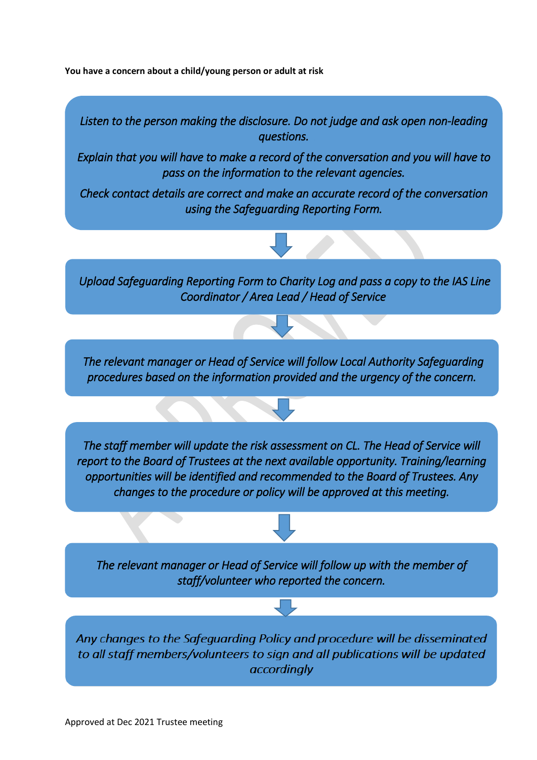**You have a concern about a child/young person or adult at risk**

*Listen to the person making the disclosure. Do not judge and ask open non-leading questions.*

*Explain that you will have to make a record of the conversation and you will have to pass on the information to the relevant agencies.*

*Check contact details are correct and make an accurate record of the conversation using the Safeguarding Reporting Form.*

↓

*Upload Safeguarding Reporting Form to Charity Log and pass a copy to the IAS Line Coordinator / Area Lead / Head of Service*

↓

*The relevant manager or Head of Service will follow Local Authority Safeguarding procedures based on the information provided and the urgency of the concern.*

↓

*The staff member will update the risk assessment on CL. The Head of Service will report to the Board of Trustees at the next available opportunity. Training/learning opportunities will be identified and recommended to the Board of Trustees. Any changes to the procedure or policy will be approved at this meeting.*

↓

*The relevant manager or Head of Service will follow up with the member of staff/volunteer who reported the concern.*

↓

*Any changes to the Safeguarding Policy and procedure will be disseminated to all staff members/volunteers to sign and all publications will be updated accordingly*

Approved at Dec 2021 Trustee meeting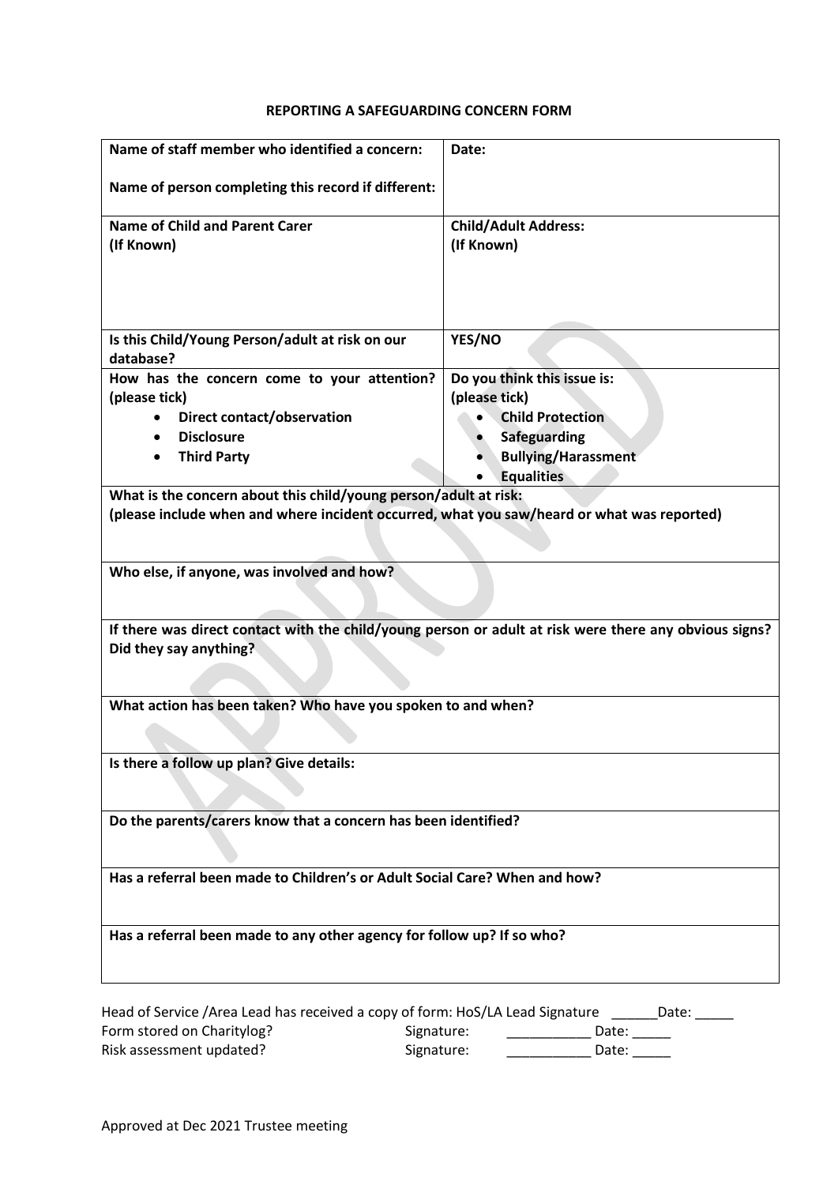# REPORTING A SAFEGUARDING CONCERN FORM

| Name of staff member who identified a concern:<br><br>Name of person completing this record if different: | Date: |
|---|---|
| **Name of Child and Parent Carer (If Known)** | **Child/Adult Address: (If Known)** |
| **Is this Child/Young Person/adult at risk on our database?** | **YES/NO** |
| **How has the concern come to your attention? (please tick)**<br>• Direct contact/observation<br>• Disclosure<br>• Third Party | **Do you think this issue is: (please tick)**<br>• Child Protection<br>• Safeguarding<br>• Bullying/Harassment<br>• Equalities |
| **What is the concern about this child/young person/adult at risk: (please include when and where incident occurred, what you saw/heard or what was reported)** | |
| **Who else, if anyone, was involved and how?** | |
| **If there was direct contact with the child/young person or adult at risk were there any obvious signs? Did they say anything?** | |
| **What action has been taken? Who have you spoken to and when?** | |
| **Is there a follow up plan? Give details:** | |
| **Do the parents/carers know that a concern has been identified?** | |
| **Has a referral been made to Children's or Adult Social Care? When and how?** | |
| **Has a referral been made to any other agency for follow up? If so who?** | |

Head of Service /Area Lead has received a copy of form: HoS/LA Lead Signature ______Date: _____

Form stored on Charitylog? Signature: ___________ Date: _____

Risk assessment updated? Signature: ___________ Date: _____

Approved at Dec 2021 Trustee meeting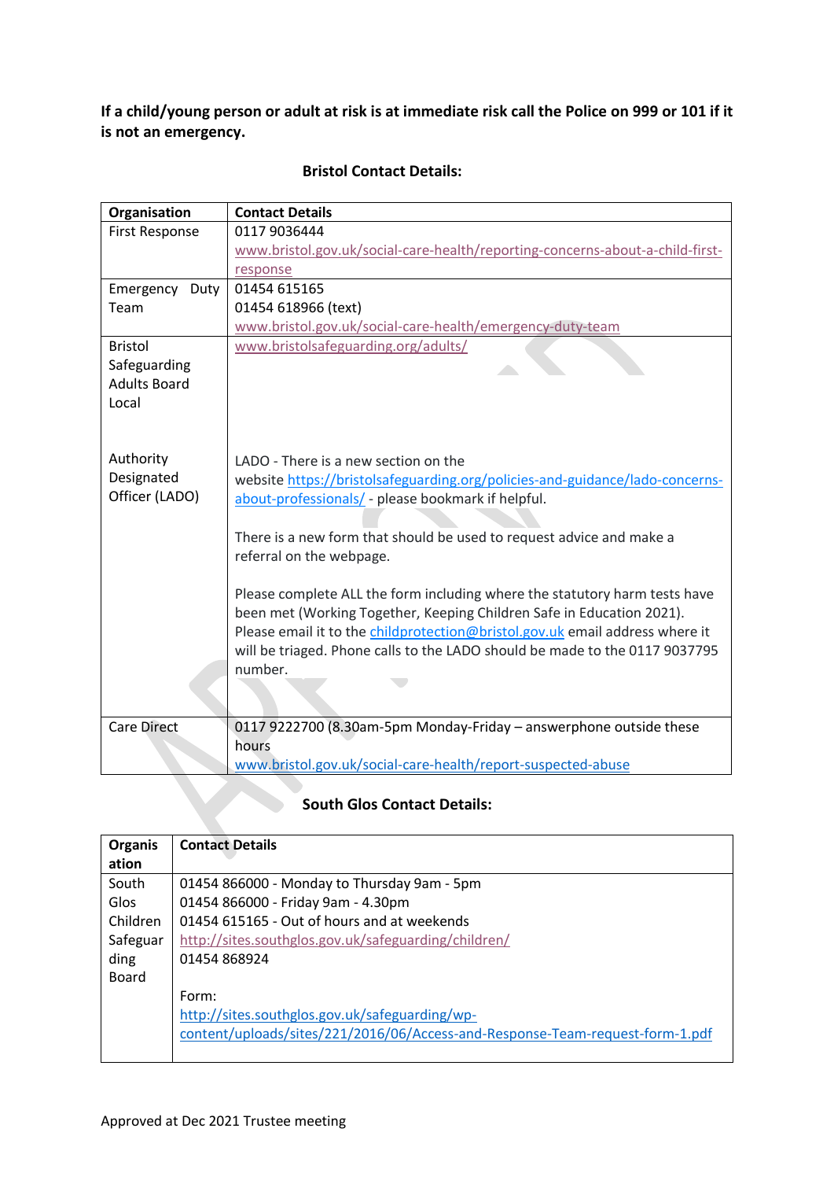**If a child/young person or adult at risk is at immediate risk call the Police on 999 or 101 if it is not an emergency.**

**Bristol Contact Details:**

| Organisation | Contact Details |
| --- | --- |
| First Response | 0117 9036444<br>www.bristol.gov.uk/social-care-health/reporting-concerns-about-a-child-first-response |
| Emergency Duty Team | 01454 615165<br>01454 618966 (text)<br>www.bristol.gov.uk/social-care-health/emergency-duty-team |
| Bristol Safeguarding Adults Board | www.bristolsafeguarding.org/adults/ |
| Local Authority Designated Officer (LADO) | LADO - There is a new section on the website https://bristolsafeguarding.org/policies-and-guidance/lado-concerns-about-professionals/ - please bookmark if helpful.<br><br>There is a new form that should be used to request advice and make a referral on the webpage.<br><br>Please complete ALL the form including where the statutory harm tests have been met (Working Together, Keeping Children Safe in Education 2021). Please email it to the childprotection@bristol.gov.uk email address where it will be triaged. Phone calls to the LADO should be made to the 0117 9037795 number. |
| Care Direct | 0117 9222700 (8.30am-5pm Monday-Friday – answerphone outside these hours<br>www.bristol.gov.uk/social-care-health/report-suspected-abuse |

**South Glos Contact Details:**

| Organisation | Contact Details |
| --- | --- |
| South Glos Children Safeguarding Board | 01454 866000 - Monday to Thursday 9am - 5pm<br>01454 866000 - Friday 9am - 4.30pm<br>01454 615165 - Out of hours and at weekends<br>http://sites.southglos.gov.uk/safeguarding/children/<br>01454 868924<br><br>Form:<br>http://sites.southglos.gov.uk/safeguarding/wp-content/uploads/sites/221/2016/06/Access-and-Response-Team-request-form-1.pdf |

Approved at Dec 2021 Trustee meeting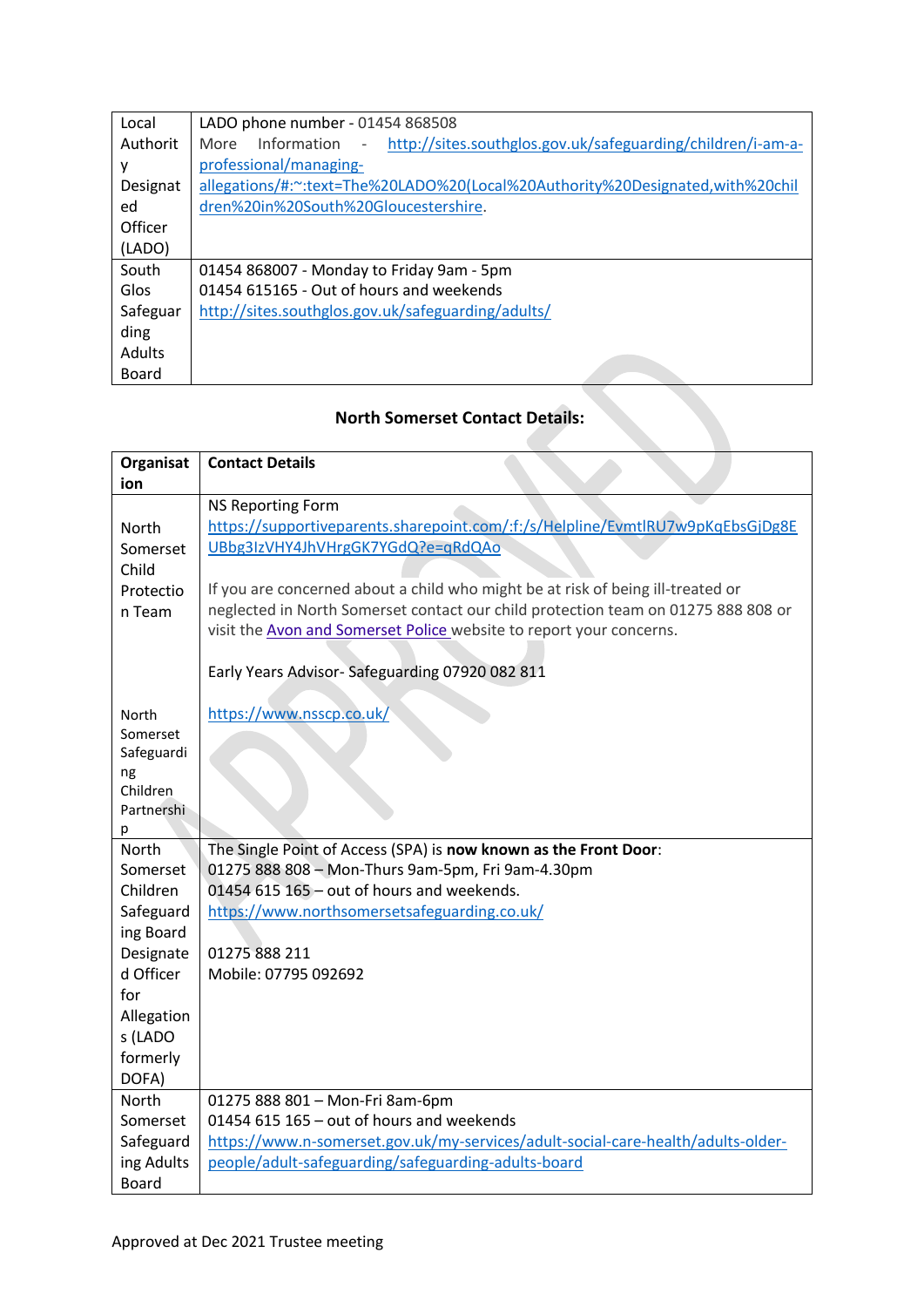| | |
|---|---|
| Local Authority Designated Officer (LADO) | LADO phone number - 01454 868508<br>More Information - http://sites.southglos.gov.uk/safeguarding/children/i-am-a-professional/managing-allegations/#:~:text=The%20LADO%20(Local%20Authority%20Designated,with%20children%20in%20South%20Gloucestershire. |
| South Glos Safeguarding Adults Board | 01454 868007 - Monday to Friday 9am - 5pm<br>01454 615165 - Out of hours and weekends<br>http://sites.southglos.gov.uk/safeguarding/adults/ |

**North Somerset Contact Details:**

| Organisation | Contact Details |
|---|---|
| North Somerset Child Protection Team | NS Reporting Form<br>https://supportiveparents.sharepoint.com/:f:/s/Helpline/EvmtlRU7w9pKqEbsGjDg8EUBbg3IzVHY4JhVHrgGK7YGdQ?e=qRdQAo<br><br>If you are concerned about a child who might be at risk of being ill-treated or neglected in North Somerset contact our child protection team on 01275 888 808 or visit the Avon and Somerset Police website to report your concerns.<br><br>Early Years Advisor- Safeguarding 07920 082 811 |
| North Somerset Safeguarding Children Partnership | https://www.nsscp.co.uk/ |
| North Somerset Children Safeguarding Board | The Single Point of Access (SPA) is **now known as the Front Door**:<br>01275 888 808 – Mon-Thurs 9am-5pm, Fri 9am-4.30pm<br>01454 615 165 – out of hours and weekends.<br>https://www.northsomersetsafeguarding.co.uk/ |
| Designated Officer for Allegations (LADO formerly DOFA) | 01275 888 211<br>Mobile: 07795 092692 |
| North Somerset Safeguarding Adults Board | 01275 888 801 – Mon-Fri 8am-6pm<br>01454 615 165 – out of hours and weekends<br>https://www.n-somerset.gov.uk/my-services/adult-social-care-health/adults-older-people/adult-safeguarding/safeguarding-adults-board |

Approved at Dec 2021 Trustee meeting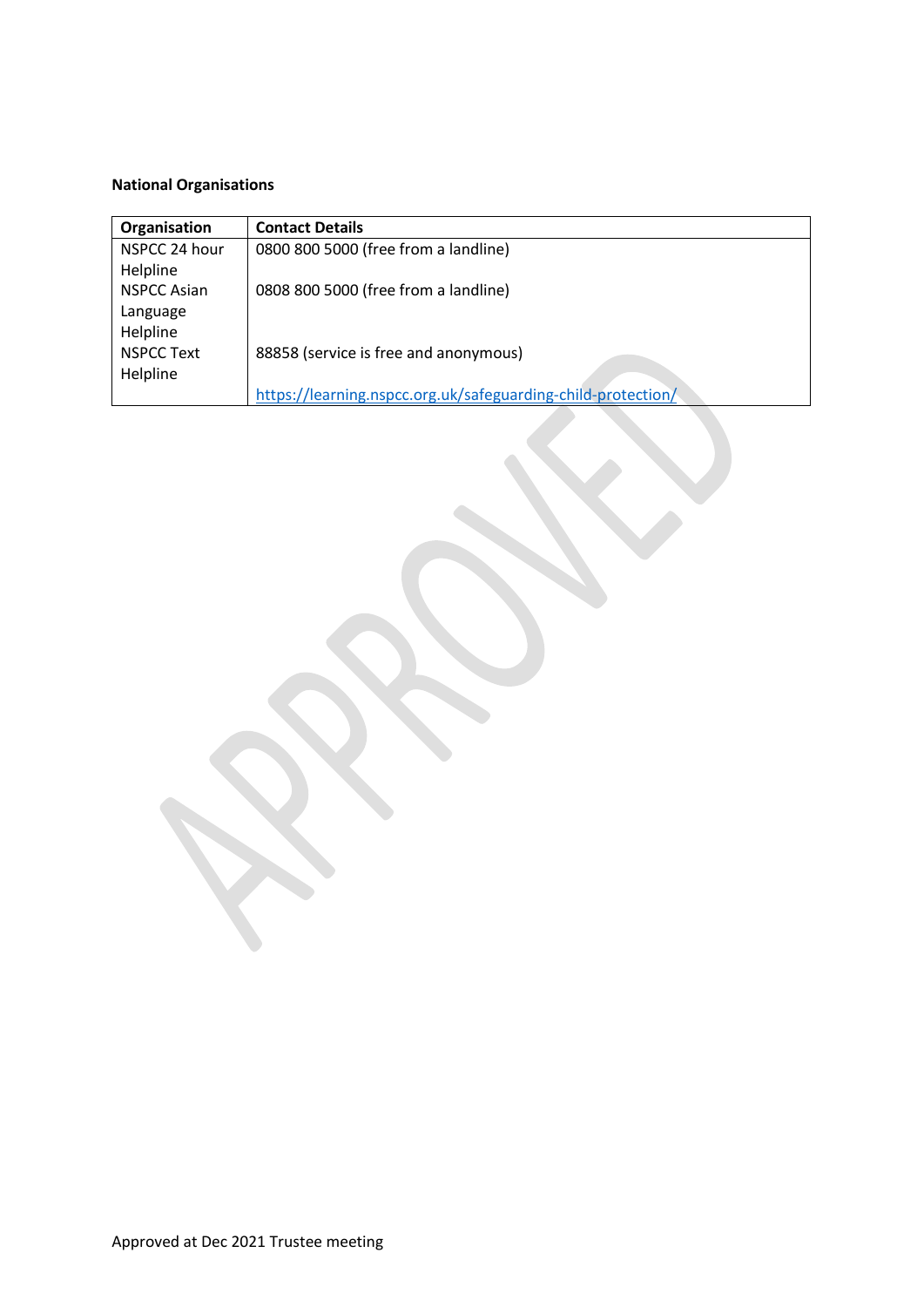**National Organisations**

| Organisation | Contact Details |
|---|---|
| NSPCC 24 hour Helpline | 0800 800 5000 (free from a landline) |
| NSPCC Asian Language Helpline | 0808 800 5000 (free from a landline) |
| NSPCC Text Helpline | 88858 (service is free and anonymous)<br><br>https://learning.nspcc.org.uk/safeguarding-child-protection/ |

Approved at Dec 2021 Trustee meeting